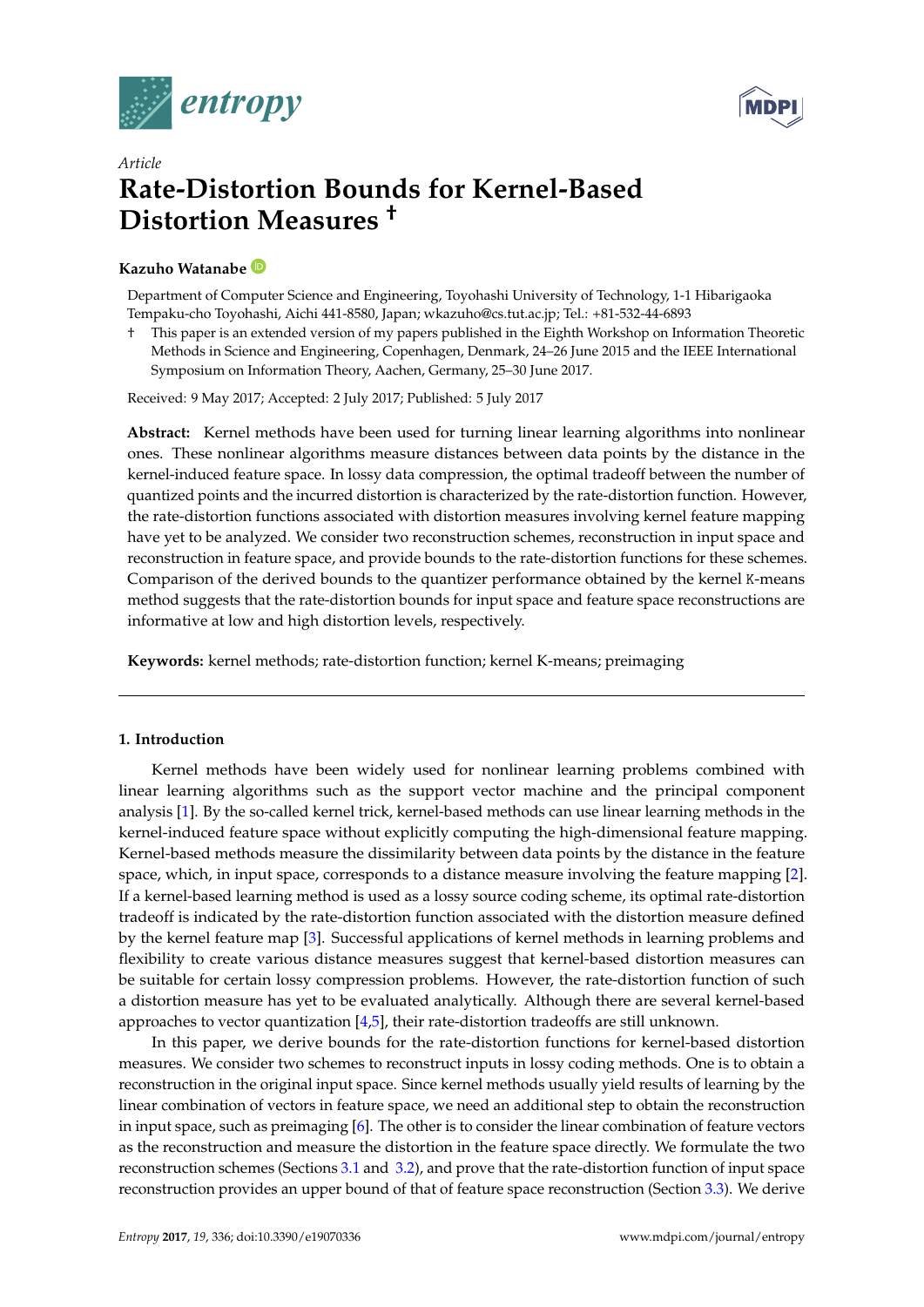*Article*

# Rate-Distortion Bounds for Kernel-Based Distortion Measures †

**Kazuho Watanabe**

Department of Computer Science and Engineering, Toyohashi University of Technology, 1-1 Hibarigaoka Tempaku-cho Toyohashi, Aichi 441-8580, Japan; wkazuho@cs.tut.ac.jp; Tel.: +81-532-44-6893

† This paper is an extended version of my papers published in the Eighth Workshop on Information Theoretic Methods in Science and Engineering, Copenhagen, Denmark, 24–26 June 2015 and the IEEE International Symposium on Information Theory, Aachen, Germany, 25–30 June 2017.

Received: 9 May 2017; Accepted: 2 July 2017; Published: 5 July 2017

**Abstract:** Kernel methods have been used for turning linear learning algorithms into nonlinear ones. These nonlinear algorithms measure distances between data points by the distance in the kernel-induced feature space. In lossy data compression, the optimal tradeoff between the number of quantized points and the incurred distortion is characterized by the rate-distortion function. However, the rate-distortion functions associated with distortion measures involving kernel feature mapping have yet to be analyzed. We consider two reconstruction schemes, reconstruction in input space and reconstruction in feature space, and provide bounds to the rate-distortion functions for these schemes. Comparison of the derived bounds to the quantizer performance obtained by the kernel K-means method suggests that the rate-distortion bounds for input space and feature space reconstructions are informative at low and high distortion levels, respectively.

**Keywords:** kernel methods; rate-distortion function; kernel K-means; preimaging

## 1. Introduction

Kernel methods have been widely used for nonlinear learning problems combined with linear learning algorithms such as the support vector machine and the principal component analysis [1]. By the so-called kernel trick, kernel-based methods can use linear learning methods in the kernel-induced feature space without explicitly computing the high-dimensional feature mapping. Kernel-based methods measure the dissimilarity between data points by the distance in the feature space, which, in input space, corresponds to a distance measure involving the feature mapping [2]. If a kernel-based learning method is used as a lossy source coding scheme, its optimal rate-distortion tradeoff is indicated by the rate-distortion function associated with the distortion measure defined by the kernel feature map [3]. Successful applications of kernel methods in learning problems and flexibility to create various distance measures suggest that kernel-based distortion measures can be suitable for certain lossy compression problems. However, the rate-distortion function of such a distortion measure has yet to be evaluated analytically. Although there are several kernel-based approaches to vector quantization [4,5], their rate-distortion tradeoffs are still unknown.

In this paper, we derive bounds for the rate-distortion functions for kernel-based distortion measures. We consider two schemes to reconstruct inputs in lossy coding methods. One is to obtain a reconstruction in the original input space. Since kernel methods usually yield results of learning by the linear combination of vectors in feature space, we need an additional step to obtain the reconstruction in input space, such as preimaging [6]. The other is to consider the linear combination of feature vectors as the reconstruction and measure the distortion in the feature space directly. We formulate the two reconstruction schemes (Sections 3.1 and 3.2), and prove that the rate-distortion function of input space reconstruction provides an upper bound of that of feature space reconstruction (Section 3.3). We derive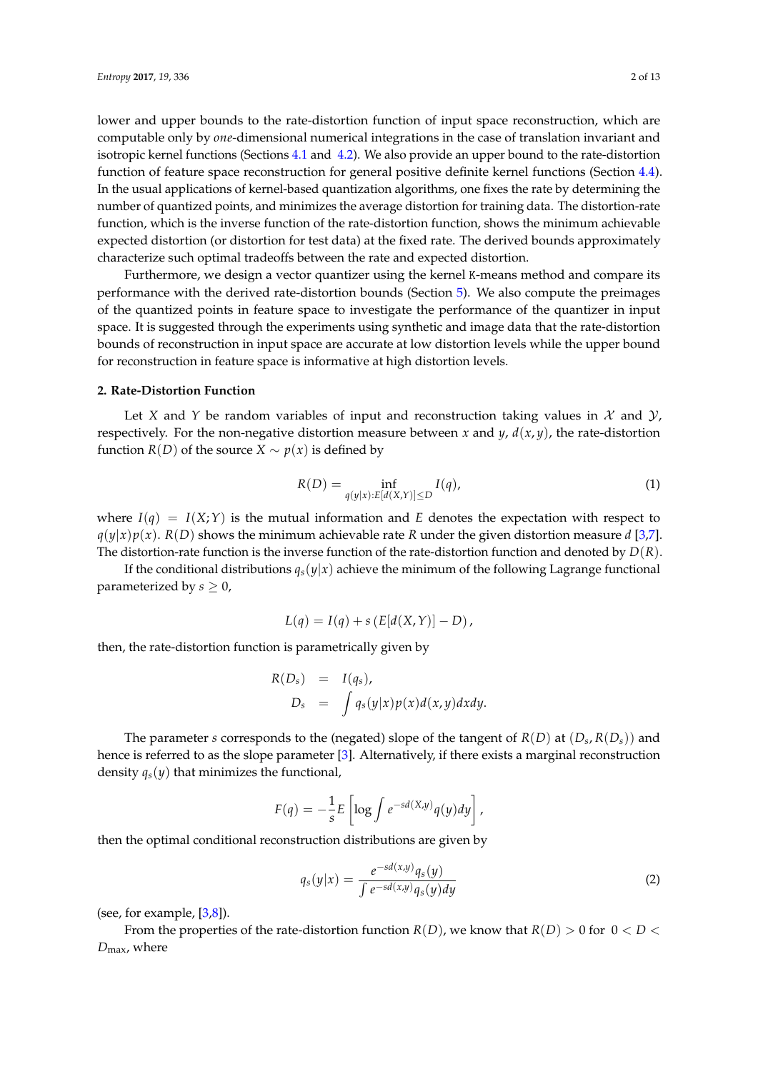lower and upper bounds to the rate-distortion function of input space reconstruction, which are computable only by *one*-dimensional numerical integrations in the case of translation invariant and isotropic kernel functions (Sections 4.1 and 4.2). We also provide an upper bound to the rate-distortion function of feature space reconstruction for general positive definite kernel functions (Section 4.4). In the usual applications of kernel-based quantization algorithms, one fixes the rate by determining the number of quantized points, and minimizes the average distortion for training data. The distortion-rate function, which is the inverse function of the rate-distortion function, shows the minimum achievable expected distortion (or distortion for test data) at the fixed rate. The derived bounds approximately characterize such optimal tradeoffs between the rate and expected distortion.

Furthermore, we design a vector quantizer using the kernel *K*-means method and compare its performance with the derived rate-distortion bounds (Section 5). We also compute the preimages of the quantized points in feature space to investigate the performance of the quantizer in input space. It is suggested through the experiments using synthetic and image data that the rate-distortion bounds of reconstruction in input space are accurate at low distortion levels while the upper bound for reconstruction in feature space is informative at high distortion levels.

## 2. Rate-Distortion Function

Let $X$ and $Y$ be random variables of input and reconstruction taking values in $\mathcal{X}$ and $\mathcal{Y}$, respectively. For the non-negative distortion measure between $x$ and $y$, $d(x, y)$, the rate-distortion function $R(D)$ of the source $X \sim p(x)$ is defined by

$$R(D) = \inf_{q(y|x):E[d(X,Y)]\leq D} I(q), \tag{1}$$

where $I(q) = I(X;Y)$ is the mutual information and $E$ denotes the expectation with respect to $q(y|x)p(x)$. $R(D)$ shows the minimum achievable rate $R$ under the given distortion measure $d$ [3,7]. The distortion-rate function is the inverse function of the rate-distortion function and denoted by $D(R)$.

If the conditional distributions $q_s(y|x)$ achieve the minimum of the following Lagrange functional parameterized by $s \geq 0$,

$$L(q) = I(q) + s\left(E[d(X,Y)] - D\right),$$

then, the rate-distortion function is parametrically given by

$$\begin{aligned} R(D_s) &= I(q_s), \\ D_s &= \int q_s(y|x)p(x)d(x,y)dxdy. \end{aligned}$$

The parameter $s$ corresponds to the (negated) slope of the tangent of $R(D)$ at $(D_s, R(D_s))$ and hence is referred to as the slope parameter [3]. Alternatively, if there exists a marginal reconstruction density $q_s(y)$ that minimizes the functional,

$$F(q) = -\frac{1}{s}E\left[\log \int e^{-sd(X,y)}q(y)dy\right],$$

then the optimal conditional reconstruction distributions are given by

$$q_s(y|x) = \frac{e^{-sd(x,y)}q_s(y)}{\int e^{-sd(x,y)}q_s(y)dy} \tag{2}$$

(see, for example, [3,8]).

From the properties of the rate-distortion function $R(D)$, we know that $R(D) > 0$ for $0 < D < D_{\max}$, where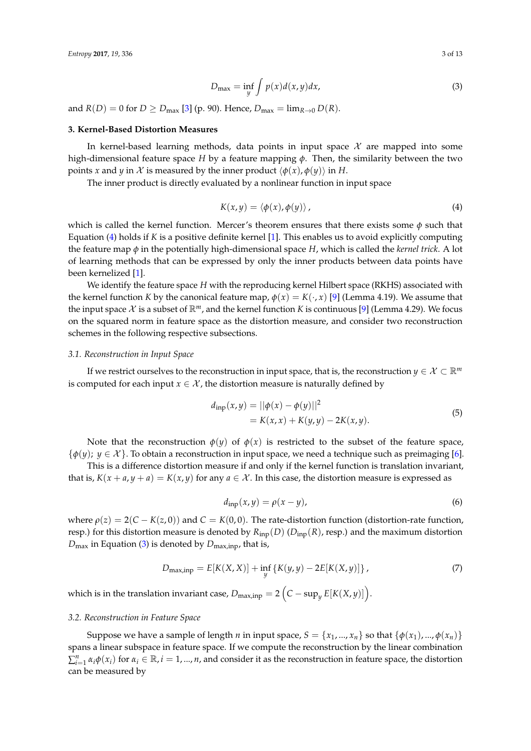$$D_{\max} = \inf_y \int p(x) d(x,y) dx, \tag{3}$$

and $R(D) = 0$ for $D \geq D_{\max}$ [3] (p. 90). Hence, $D_{\max} = \lim_{R \to 0} D(R)$.

## 3. Kernel-Based Distortion Measures

In kernel-based learning methods, data points in input space $\mathcal{X}$ are mapped into some high-dimensional feature space $H$ by a feature mapping $\phi$. Then, the similarity between the two points $x$ and $y$ in $\mathcal{X}$ is measured by the inner product $\langle \phi(x), \phi(y) \rangle$ in $H$.

The inner product is directly evaluated by a nonlinear function in input space

$$K(x,y) = \langle \phi(x), \phi(y) \rangle, \tag{4}$$

which is called the kernel function. Mercer's theorem ensures that there exists some $\phi$ such that Equation (4) holds if $K$ is a positive definite kernel [1]. This enables us to avoid explicitly computing the feature map $\phi$ in the potentially high-dimensional space $H$, which is called the *kernel trick*. A lot of learning methods that can be expressed by only the inner products between data points have been kernelized [1].

We identify the feature space $H$ with the reproducing kernel Hilbert space (RKHS) associated with the kernel function $K$ by the canonical feature map, $\phi(x) = K(\cdot, x)$ [9] (Lemma 4.19). We assume that the input space $\mathcal{X}$ is a subset of $\mathbb{R}^m$, and the kernel function $K$ is continuous [9] (Lemma 4.29). We focus on the squared norm in feature space as the distortion measure, and consider two reconstruction schemes in the following respective subsections.

### 3.1. Reconstruction in Input Space

If we restrict ourselves to the reconstruction in input space, that is, the reconstruction $y \in \mathcal{X} \subset \mathbb{R}^m$ is computed for each input $x \in \mathcal{X}$, the distortion measure is naturally defined by

$$\begin{aligned} d_{\text{inp}}(x,y) &= ||\phi(x) - \phi(y)||^2 \\ &= K(x,x) + K(y,y) - 2K(x,y). \end{aligned} \tag{5}$$

Note that the reconstruction $\phi(y)$ of $\phi(x)$ is restricted to the subset of the feature space, $\{\phi(y);\ y \in \mathcal{X}\}$. To obtain a reconstruction in input space, we need a technique such as preimaging [6].

This is a difference distortion measure if and only if the kernel function is translation invariant, that is, $K(x+a, y+a) = K(x,y)$ for any $a \in \mathcal{X}$. In this case, the distortion measure is expressed as

$$d_{\text{inp}}(x,y) = \rho(x-y), \tag{6}$$

where $\rho(z) = 2(C - K(z,0))$ and $C = K(0,0)$. The rate-distortion function (distortion-rate function, resp.) for this distortion measure is denoted by $R_{\text{inp}}(D)$ ($D_{\text{inp}}(R)$, resp.) and the maximum distortion $D_{\max}$ in Equation (3) is denoted by $D_{\max,\text{inp}}$, that is,

$$D_{\max,\text{inp}} = E[K(X,X)] + \inf_y \{K(y,y) - 2E[K(X,y)]\}, \tag{7}$$

which is in the translation invariant case, $D_{\max,\text{inp}} = 2\left(C - \sup_y E[K(X,y)]\right)$.

### 3.2. Reconstruction in Feature Space

Suppose we have a sample of length $n$ in input space, $S = \{x_1, \ldots, x_n\}$ so that $\{\phi(x_1), \ldots, \phi(x_n)\}$ spans a linear subspace in feature space. If we compute the reconstruction by the linear combination $\sum_{i=1}^n \alpha_i \phi(x_i)$ for $\alpha_i \in \mathbb{R}, i = 1, \ldots, n$, and consider it as the reconstruction in feature space, the distortion can be measured by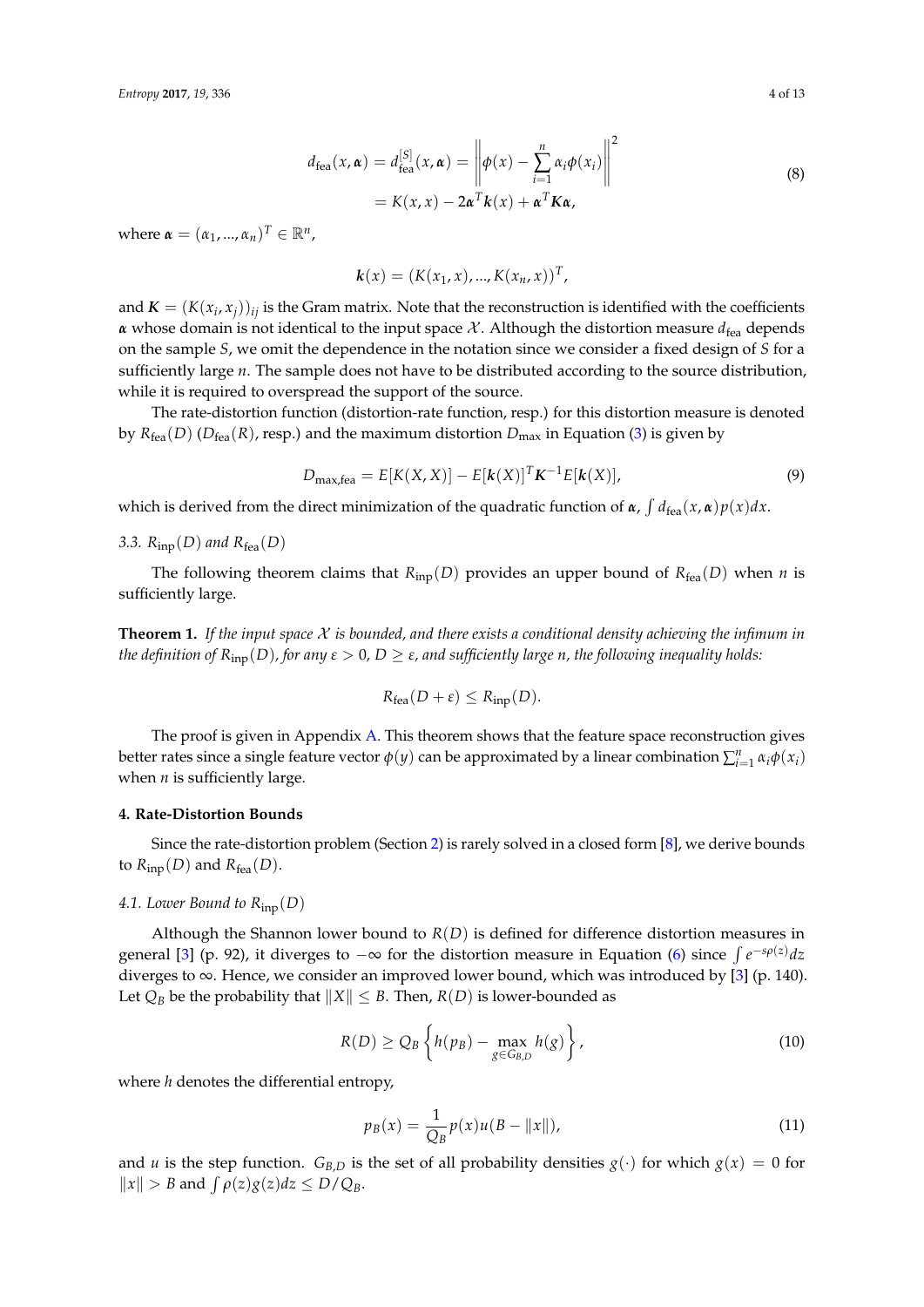$$
\begin{aligned}
d_{\text{fea}}(x, \boldsymbol{\alpha}) = d_{\text{fea}}^{[S]}(x, \boldsymbol{\alpha}) &= \left\| \phi(x) - \sum_{i=1}^{n} \alpha_i \phi(x_i) \right\|^2 \\
&= K(x, x) - 2\boldsymbol{\alpha}^T \boldsymbol{k}(x) + \boldsymbol{\alpha}^T \boldsymbol{K} \boldsymbol{\alpha},
\end{aligned} \tag{8}
$$

where $\boldsymbol{\alpha} = (\alpha_1, ..., \alpha_n)^T \in \mathbb{R}^n$,

$$
\boldsymbol{k}(x) = (K(x_1, x), ..., K(x_n, x))^T,
$$

and $\boldsymbol{K} = (K(x_i, x_j))_{ij}$ is the Gram matrix. Note that the reconstruction is identified with the coefficients $\boldsymbol{\alpha}$ whose domain is not identical to the input space $\mathcal{X}$. Although the distortion measure $d_{\text{fea}}$ depends on the sample $S$, we omit the dependence in the notation since we consider a fixed design of $S$ for a sufficiently large $n$. The sample does not have to be distributed according to the source distribution, while it is required to overspread the support of the source.

The rate-distortion function (distortion-rate function, resp.) for this distortion measure is denoted by $R_{\text{fea}}(D)$ ($D_{\text{fea}}(R)$, resp.) and the maximum distortion $D_{\max}$ in Equation (3) is given by

$$
D_{\max,\text{fea}} = E[K(X, X)] - E[\boldsymbol{k}(X)]^T \boldsymbol{K}^{-1} E[\boldsymbol{k}(X)], \tag{9}
$$

which is derived from the direct minimization of the quadratic function of $\boldsymbol{\alpha}$, $\int d_{\text{fea}}(x, \boldsymbol{\alpha}) p(x) dx$.

### 3.3. $R_{\text{inp}}(D)$ and $R_{\text{fea}}(D)$

The following theorem claims that $R_{\text{inp}}(D)$ provides an upper bound of $R_{\text{fea}}(D)$ when $n$ is sufficiently large.

**Theorem 1.** *If the input space $\mathcal{X}$ is bounded, and there exists a conditional density achieving the infimum in the definition of $R_{\text{inp}}(D)$, for any $\varepsilon > 0$, $D \geq \varepsilon$, and sufficiently large $n$, the following inequality holds:*

$$
R_{\text{fea}}(D + \varepsilon) \leq R_{\text{inp}}(D).
$$

The proof is given in Appendix A. This theorem shows that the feature space reconstruction gives better rates since a single feature vector $\phi(y)$ can be approximated by a linear combination $\sum_{i=1}^{n} \alpha_i \phi(x_i)$ when $n$ is sufficiently large.

## 4. Rate-Distortion Bounds

Since the rate-distortion problem (Section 2) is rarely solved in a closed form [8], we derive bounds to $R_{\text{inp}}(D)$ and $R_{\text{fea}}(D)$.

### 4.1. Lower Bound to $R_{\text{inp}}(D)$

Although the Shannon lower bound to $R(D)$ is defined for difference distortion measures in general [3] (p. 92), it diverges to $-\infty$ for the distortion measure in Equation (6) since $\int e^{-s\rho(z)} dz$ diverges to $\infty$. Hence, we consider an improved lower bound, which was introduced by [3] (p. 140). Let $Q_B$ be the probability that $\|X\| \leq B$. Then, $R(D)$ is lower-bounded as

$$
R(D) \geq Q_B \left\{ h(p_B) - \max_{g \in G_{B,D}} h(g) \right\}, \tag{10}
$$

where $h$ denotes the differential entropy,

$$
p_B(x) = \frac{1}{Q_B} p(x) u(B - \|x\|), \tag{11}
$$

and $u$ is the step function. $G_{B,D}$ is the set of all probability densities $g(\cdot)$ for which $g(x) = 0$ for $\|x\| > B$ and $\int \rho(z) g(z) dz \leq D / Q_B$.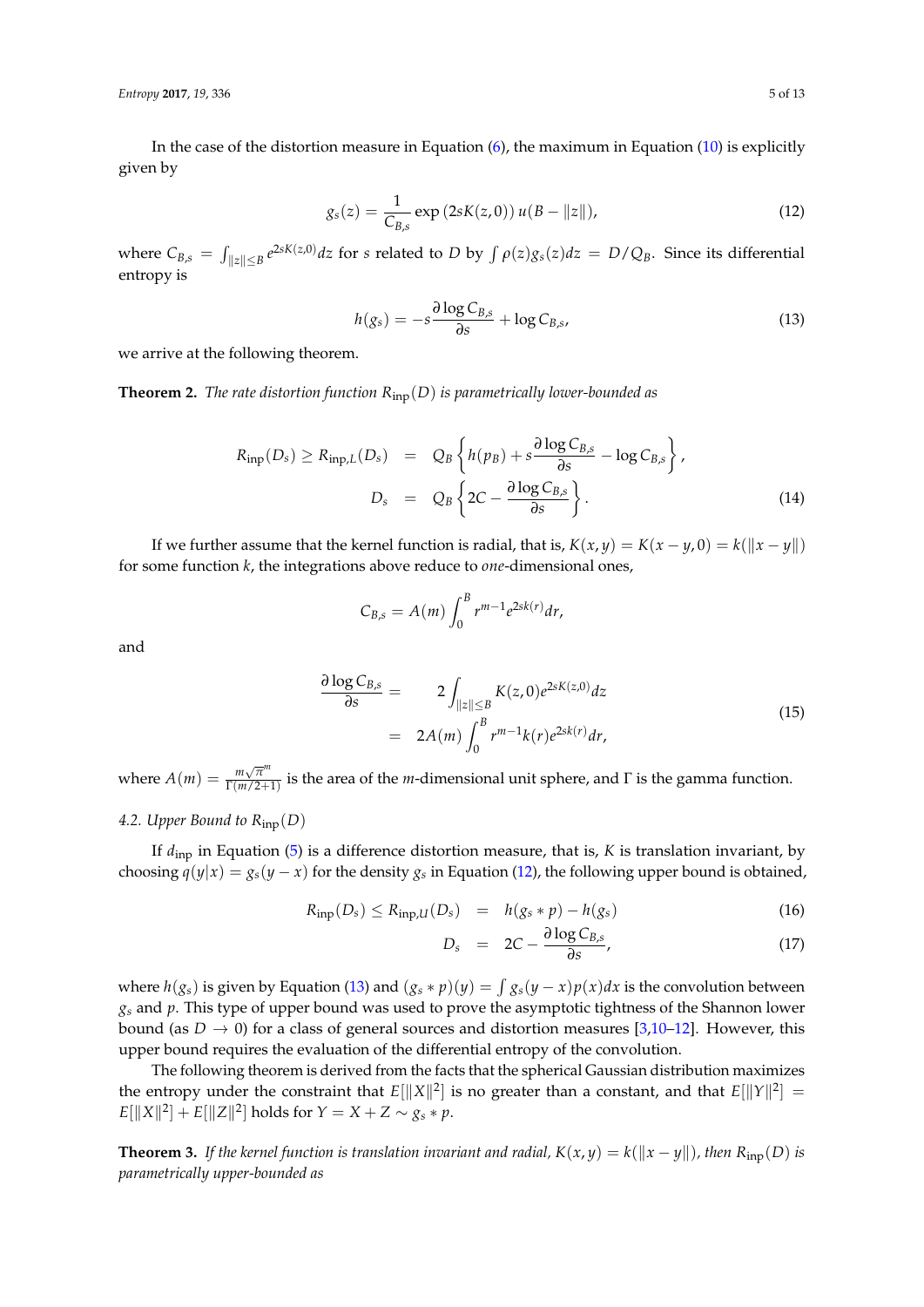In the case of the distortion measure in Equation (6), the maximum in Equation (10) is explicitly given by

$$g_s(z) = \frac{1}{C_{B,s}} \exp\left(2sK(z,0)\right) u(B - \|z\|), \tag{12}$$

where $C_{B,s} = \int_{\|z\| \le B} e^{2sK(z,0)} dz$ for $s$ related to $D$ by $\int \rho(z) g_s(z) dz = D/Q_B$. Since its differential entropy is

$$h(g_s) = -s \frac{\partial \log C_{B,s}}{\partial s} + \log C_{B,s}, \tag{13}$$

we arrive at the following theorem.

**Theorem 2.** *The rate distortion function $R_{\text{inp}}(D)$ is parametrically lower-bounded as*

$$\begin{aligned} R_{\text{inp}}(D_s) \ge R_{\text{inp},L}(D_s) &= Q_B \left\{ h(p_B) + s \frac{\partial \log C_{B,s}}{\partial s} - \log C_{B,s} \right\}, \\ D_s &= Q_B \left\{ 2C - \frac{\partial \log C_{B,s}}{\partial s} \right\}. \end{aligned} \tag{14}$$

If we further assume that the kernel function is radial, that is, $K(x,y) = K(x-y,0) = k(\|x-y\|)$ for some function $k$, the integrations above reduce to *one*-dimensional ones,

$$C_{B,s} = A(m) \int_0^B r^{m-1} e^{2sk(r)} dr,$$

and

$$\begin{aligned} \frac{\partial \log C_{B,s}}{\partial s} &= 2 \int_{\|z\| \le B} K(z,0) e^{2sK(z,0)} dz \\ &= 2A(m) \int_0^B r^{m-1} k(r) e^{2sk(r)} dr, \end{aligned} \tag{15}$$

where $A(m) = \frac{m\sqrt{\pi}^m}{\Gamma(m/2+1)}$ is the area of the $m$-dimensional unit sphere, and $\Gamma$ is the gamma function.

### 4.2. Upper Bound to $R_{\text{inp}}(D)$

If $d_{\text{inp}}$ in Equation (5) is a difference distortion measure, that is, $K$ is translation invariant, by choosing $q(y|x) = g_s(y - x)$ for the density $g_s$ in Equation (12), the following upper bound is obtained,

$$R_{\text{inp}}(D_s) \le R_{\text{inp},U}(D_s) = h(g_s * p) - h(g_s) \tag{16}$$

$$D_s = 2C - \frac{\partial \log C_{B,s}}{\partial s}, \tag{17}$$

where $h(g_s)$ is given by Equation (13) and $(g_s * p)(y) = \int g_s(y-x)p(x)dx$ is the convolution between $g_s$ and $p$. This type of upper bound was used to prove the asymptotic tightness of the Shannon lower bound (as $D \to 0$) for a class of general sources and distortion measures [3,10–12]. However, this upper bound requires the evaluation of the differential entropy of the convolution.

The following theorem is derived from the facts that the spherical Gaussian distribution maximizes the entropy under the constraint that $E[\|X\|^2]$ is no greater than a constant, and that $E[\|Y\|^2] = E[\|X\|^2] + E[\|Z\|^2]$ holds for $Y = X + Z \sim g_s * p$.

**Theorem 3.** *If the kernel function is translation invariant and radial, $K(x,y) = k(\|x - y\|)$, then $R_{\text{inp}}(D)$ is parametrically upper-bounded as*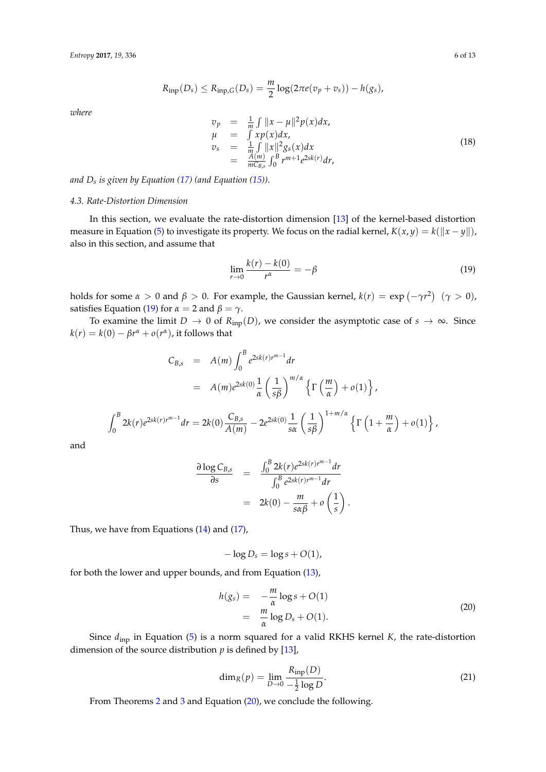$$R_{\text{inp}}(D_s) \leq R_{\text{inp},G}(D_s) = \frac{m}{2}\log(2\pi e(v_p + v_s)) - h(g_s),$$

*where*

$$\begin{aligned} v_p &= \tfrac{1}{m}\int \|x-\mu\|^2 p(x)dx, \\ \mu &= \int x p(x)dx, \\ v_s &= \tfrac{1}{m}\int \|x\|^2 g_s(x)dx \\ &= \tfrac{A(m)}{mC_{B,s}}\int_0^B r^{m+1}e^{2sk(r)}dr, \end{aligned} \tag{18}$$

*and $D_s$ is given by Equation (17) (and Equation (15)).*

### 4.3. Rate-Distortion Dimension

In this section, we evaluate the rate-distortion dimension [13] of the kernel-based distortion measure in Equation (5) to investigate its property. We focus on the radial kernel, $K(x,y) = k(\|x-y\|)$, also in this section, and assume that

$$\lim_{r\to 0}\frac{k(r)-k(0)}{r^{\alpha}} = -\beta \tag{19}$$

holds for some $\alpha > 0$ and $\beta > 0$. For example, the Gaussian kernel, $k(r) = \exp(-\gamma r^2)$ $(\gamma > 0)$, satisfies Equation (19) for $\alpha = 2$ and $\beta = \gamma$.

To examine the limit $D \to 0$ of $R_{\text{inp}}(D)$, we consider the asymptotic case of $s \to \infty$. Since $k(r) = k(0) - \beta r^{\alpha} + o(r^{\alpha})$, it follows that

$$\begin{aligned} C_{B,s} &= A(m)\int_0^B e^{2sk(r)}r^{m-1}dr \\ &= A(m)e^{2sk(0)}\frac{1}{\alpha}\left(\frac{1}{s\beta}\right)^{m/\alpha}\left\{\Gamma\left(\frac{m}{\alpha}\right)+o(1)\right\}, \end{aligned}$$

$$\int_0^B 2k(r)e^{2sk(r)}r^{m-1}dr = 2k(0)\frac{C_{B,s}}{A(m)} - 2e^{2sk(0)}\frac{1}{s\alpha}\left(\frac{1}{s\beta}\right)^{1+m/\alpha}\left\{\Gamma\left(1+\frac{m}{\alpha}\right)+o(1)\right\},$$

and

$$\begin{aligned} \frac{\partial \log C_{B,s}}{\partial s} &= \frac{\int_0^B 2k(r)e^{2sk(r)}r^{m-1}dr}{\int_0^B e^{2sk(r)}r^{m-1}dr} \\ &= 2k(0) - \frac{m}{s\alpha\beta} + o\left(\frac{1}{s}\right). \end{aligned}$$

Thus, we have from Equations (14) and (17),

$$-\log D_s = \log s + O(1),$$

for both the lower and upper bounds, and from Equation (13),

$$\begin{aligned} h(g_s) &= -\frac{m}{\alpha}\log s + O(1) \\ &= \frac{m}{\alpha}\log D_s + O(1). \end{aligned} \tag{20}$$

Since $d_{\text{inp}}$ in Equation (5) is a norm squared for a valid RKHS kernel $K$, the rate-distortion dimension of the source distribution $p$ is defined by [13],

$$\dim_R(p) = \lim_{D\to 0}\frac{R_{\text{inp}}(D)}{-\frac{1}{2}\log D}. \tag{21}$$

From Theorems 2 and 3 and Equation (20), we conclude the following.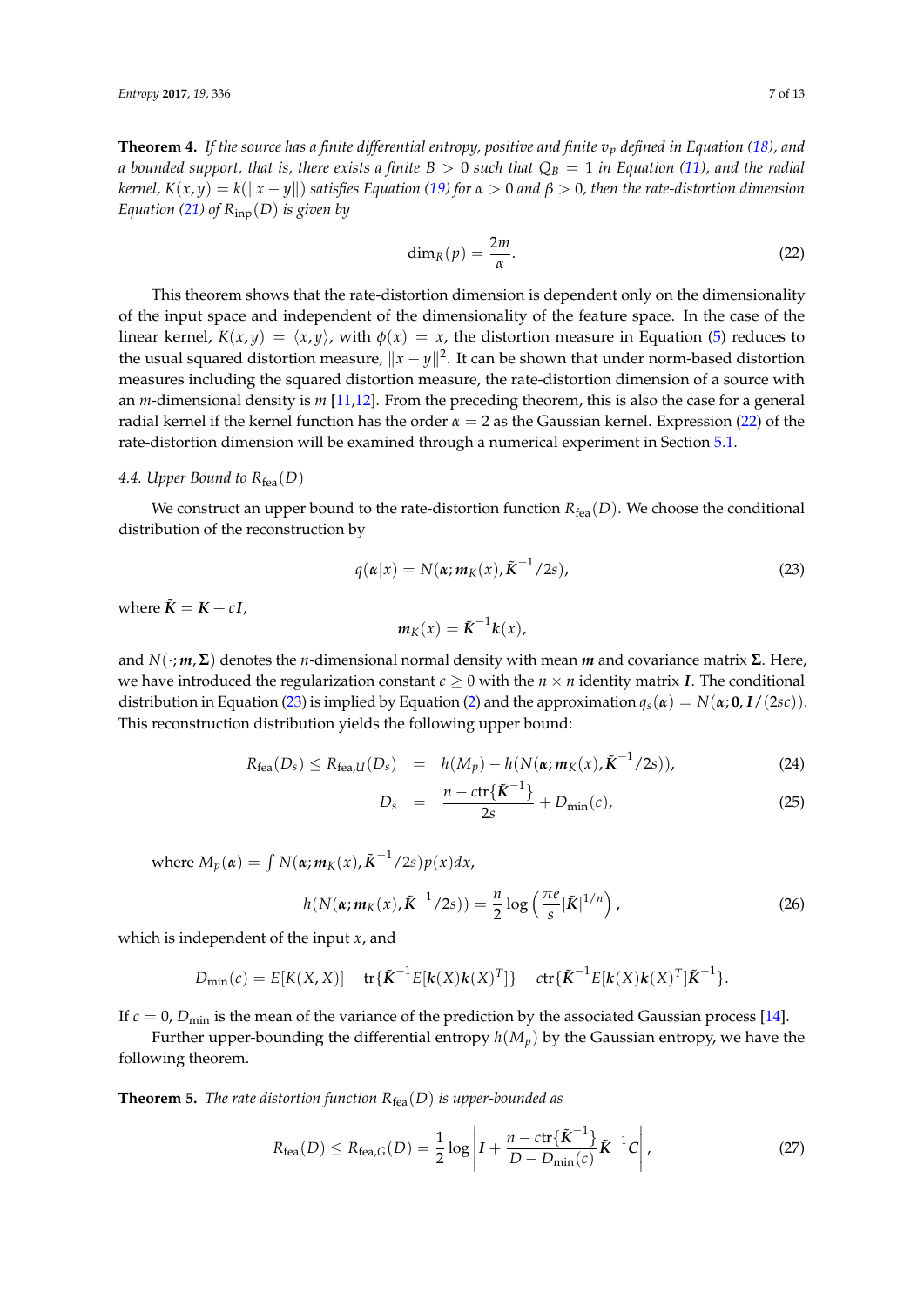**Theorem 4.** *If the source has a finite differential entropy, positive and finite $v_p$ defined in Equation (18), and a bounded support, that is, there exists a finite $B > 0$ such that $Q_B = 1$ in Equation (11), and the radial kernel, $K(x, y) = k(\|x - y\|)$ satisfies Equation (19) for $\alpha > 0$ and $\beta > 0$, then the rate-distortion dimension Equation (21) of $R_{\text{inp}}(D)$ is given by*

$$\dim_R(p) = \frac{2m}{\alpha}. \tag{22}$$

This theorem shows that the rate-distortion dimension is dependent only on the dimensionality of the input space and independent of the dimensionality of the feature space. In the case of the linear kernel, $K(x, y) = \langle x, y \rangle$, with $\phi(x) = x$, the distortion measure in Equation (5) reduces to the usual squared distortion measure, $\|x - y\|^2$. It can be shown that under norm-based distortion measures including the squared distortion measure, the rate-distortion dimension of a source with an $m$-dimensional density is $m$ [11,12]. From the preceding theorem, this is also the case for a general radial kernel if the kernel function has the order $\alpha = 2$ as the Gaussian kernel. Expression (22) of the rate-distortion dimension will be examined through a numerical experiment in Section 5.1.

### 4.4. Upper Bound to $R_{\text{fea}}(D)$

We construct an upper bound to the rate-distortion function $R_{\text{fea}}(D)$. We choose the conditional distribution of the reconstruction by

$$q(\boldsymbol{\alpha}|x) = N(\boldsymbol{\alpha}; \boldsymbol{m}_K(x), \tilde{\boldsymbol{K}}^{-1}/2s), \tag{23}$$

where $\tilde{\boldsymbol{K}} = \boldsymbol{K} + c\boldsymbol{I}$,

$$\boldsymbol{m}_K(x) = \tilde{\boldsymbol{K}}^{-1}\boldsymbol{k}(x),$$

and $N(\cdot; \boldsymbol{m}, \boldsymbol{\Sigma})$ denotes the $n$-dimensional normal density with mean $\boldsymbol{m}$ and covariance matrix $\boldsymbol{\Sigma}$. Here, we have introduced the regularization constant $c \geq 0$ with the $n \times n$ identity matrix $\boldsymbol{I}$. The conditional distribution in Equation (23) is implied by Equation (2) and the approximation $q_s(\boldsymbol{\alpha}) = N(\boldsymbol{\alpha}; \boldsymbol{0}, \boldsymbol{I}/(2sc))$. This reconstruction distribution yields the following upper bound:

$$R_{\text{fea}}(D_s) \leq R_{\text{fea},U}(D_s) = h(M_p) - h(N(\boldsymbol{\alpha}; \boldsymbol{m}_K(x), \tilde{\boldsymbol{K}}^{-1}/2s)), \tag{24}$$

$$D_s = \frac{n - c\,\text{tr}\{\tilde{\boldsymbol{K}}^{-1}\}}{2s} + D_{\min}(c), \tag{25}$$

where $M_p(\boldsymbol{\alpha}) = \int N(\boldsymbol{\alpha}; \boldsymbol{m}_K(x), \tilde{\boldsymbol{K}}^{-1}/2s)p(x)dx$,

$$h(N(\boldsymbol{\alpha}; \boldsymbol{m}_K(x), \tilde{\boldsymbol{K}}^{-1}/2s)) = \frac{n}{2}\log\left(\frac{\pi e}{s}|\tilde{\boldsymbol{K}}|^{1/n}\right), \tag{26}$$

which is independent of the input $x$, and

$$D_{\min}(c) = E[K(X, X)] - \text{tr}\{\tilde{\boldsymbol{K}}^{-1}E[\boldsymbol{k}(X)\boldsymbol{k}(X)^T]\} - c\,\text{tr}\{\tilde{\boldsymbol{K}}^{-1}E[\boldsymbol{k}(X)\boldsymbol{k}(X)^T]\tilde{\boldsymbol{K}}^{-1}\}.$$

If $c = 0$, $D_{\min}$ is the mean of the variance of the prediction by the associated Gaussian process [14].

Further upper-bounding the differential entropy $h(M_p)$ by the Gaussian entropy, we have the following theorem.

**Theorem 5.** *The rate distortion function $R_{\text{fea}}(D)$ is upper-bounded as*

$$R_{\text{fea}}(D) \leq R_{\text{fea},G}(D) = \frac{1}{2}\log\left|\boldsymbol{I} + \frac{n - c\,\text{tr}\{\tilde{\boldsymbol{K}}^{-1}\}}{D - D_{\min}(c)}\tilde{\boldsymbol{K}}^{-1}\boldsymbol{C}\right|, \tag{27}$$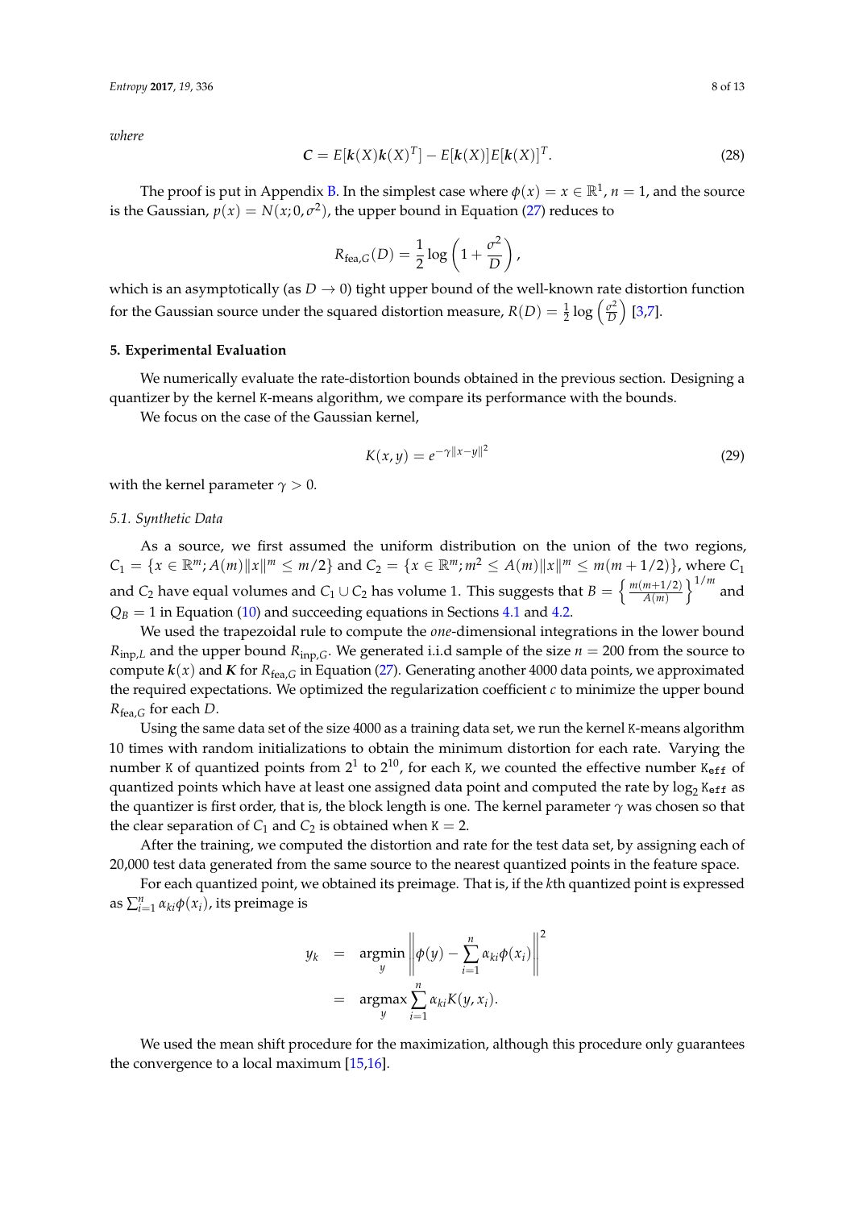*where*

$$C = E[\boldsymbol{k}(X)\boldsymbol{k}(X)^T] - E[\boldsymbol{k}(X)]E[\boldsymbol{k}(X)]^T. \tag{28}$$

The proof is put in Appendix B. In the simplest case where $\phi(x) = x \in \mathbb{R}^1$, $n = 1$, and the source is the Gaussian, $p(x) = N(x; 0, \sigma^2)$, the upper bound in Equation (27) reduces to

$$R_{\text{fea},G}(D) = \frac{1}{2}\log\left(1 + \frac{\sigma^2}{D}\right),$$

which is an asymptotically (as $D \to 0$) tight upper bound of the well-known rate distortion function for the Gaussian source under the squared distortion measure, $R(D) = \frac{1}{2}\log\left(\frac{\sigma^2}{D}\right)$ [3,7].

## 5. Experimental Evaluation

We numerically evaluate the rate-distortion bounds obtained in the previous section. Designing a quantizer by the kernel `K`-means algorithm, we compare its performance with the bounds.

We focus on the case of the Gaussian kernel,

$$K(x, y) = e^{-\gamma\|x-y\|^2} \tag{29}$$

with the kernel parameter $\gamma > 0$.

### 5.1. Synthetic Data

As a source, we first assumed the uniform distribution on the union of the two regions, $C_1 = \{x \in \mathbb{R}^m; A(m)\|x\|^m \le m/2\}$ and $C_2 = \{x \in \mathbb{R}^m; m^2 \le A(m)\|x\|^m \le m(m + 1/2)\}$, where $C_1$ and $C_2$ have equal volumes and $C_1 \cup C_2$ has volume 1. This suggests that $B = \left\{\frac{m(m+1/2)}{A(m)}\right\}^{1/m}$ and $Q_B = 1$ in Equation (10) and succeeding equations in Sections 4.1 and 4.2.

We used the trapezoidal rule to compute the *one*-dimensional integrations in the lower bound $R_{\text{inp},L}$ and the upper bound $R_{\text{inp},G}$. We generated i.i.d sample of the size $n = 200$ from the source to compute $\boldsymbol{k}(x)$ and $\boldsymbol{K}$ for $R_{\text{fea},G}$ in Equation (27). Generating another 4000 data points, we approximated the required expectations. We optimized the regularization coefficient $c$ to minimize the upper bound $R_{\text{fea},G}$ for each $D$.

Using the same data set of the size 4000 as a training data set, we run the kernel `K`-means algorithm 10 times with random initializations to obtain the minimum distortion for each rate. Varying the number `K` of quantized points from $2^1$ to $2^{10}$, for each `K`, we counted the effective number `Keff` of quantized points which have at least one assigned data point and computed the rate by $\log_2$ `Keff` as the quantizer is first order, that is, the block length is one. The kernel parameter $\gamma$ was chosen so that the clear separation of $C_1$ and $C_2$ is obtained when `K` $= 2$.

After the training, we computed the distortion and rate for the test data set, by assigning each of 20,000 test data generated from the same source to the nearest quantized points in the feature space.

For each quantized point, we obtained its preimage. That is, if the $k$th quantized point is expressed as $\sum_{i=1}^{n} \alpha_{ki}\phi(x_i)$, its preimage is

$$\begin{aligned} y_k &= \underset{y}{\text{argmin}} \left\| \phi(y) - \sum_{i=1}^{n} \alpha_{ki}\phi(x_i) \right\|^2 \\ &= \underset{y}{\text{argmax}} \sum_{i=1}^{n} \alpha_{ki} K(y, x_i). \end{aligned}$$

We used the mean shift procedure for the maximization, although this procedure only guarantees the convergence to a local maximum [15,16].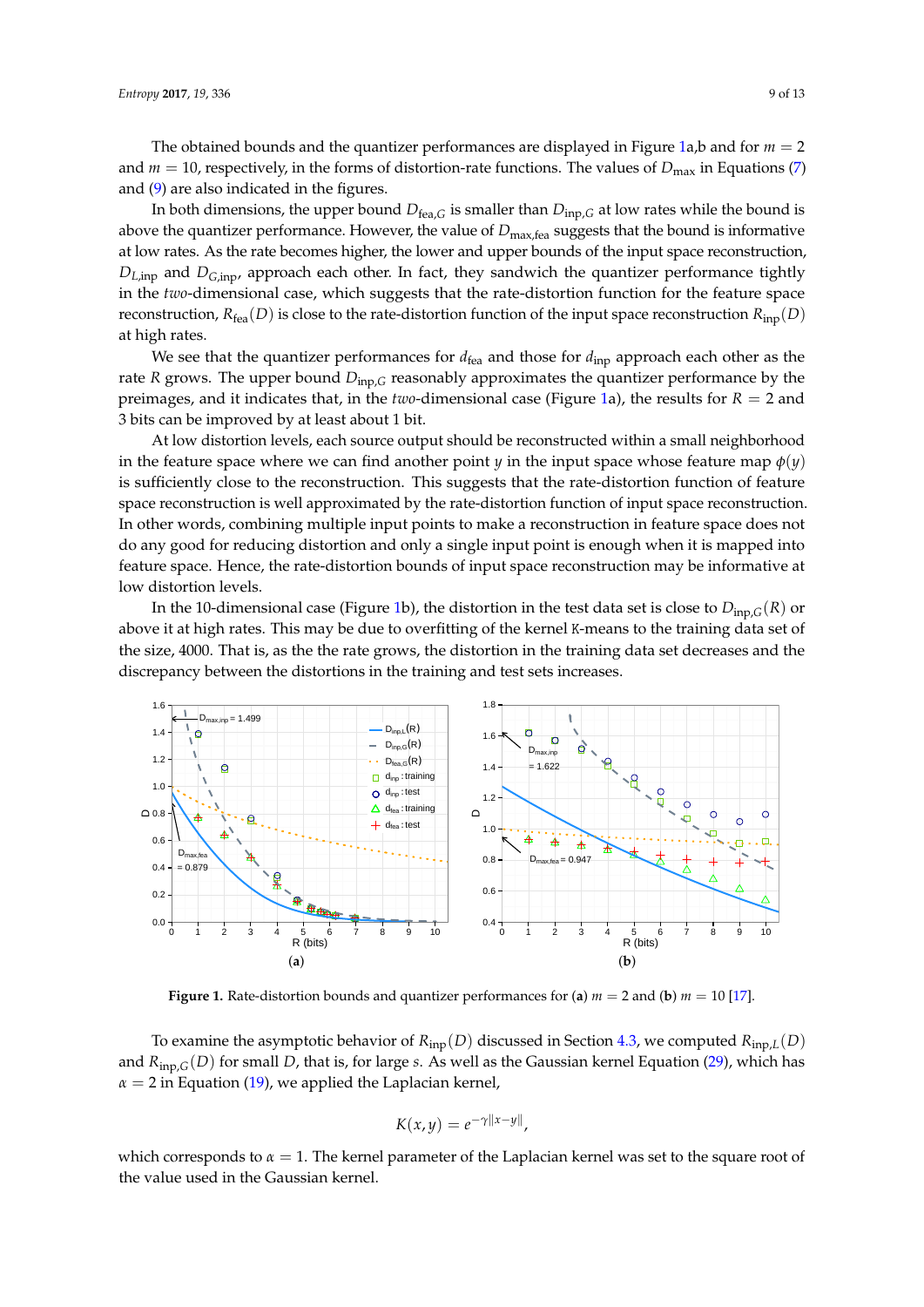The obtained bounds and the quantizer performances are displayed in Figure 1a,b and for $m = 2$ and $m = 10$, respectively, in the forms of distortion-rate functions. The values of $D_{\max}$ in Equations (7) and (9) are also indicated in the figures.

In both dimensions, the upper bound $D_{\text{fea},G}$ is smaller than $D_{\text{inp},G}$ at low rates while the bound is above the quantizer performance. However, the value of $D_{\max,\text{fea}}$ suggests that the bound is informative at low rates. As the rate becomes higher, the lower and upper bounds of the input space reconstruction, $D_{L,\text{inp}}$ and $D_{G,\text{inp}}$, approach each other. In fact, they sandwich the quantizer performance tightly in the *two*-dimensional case, which suggests that the rate-distortion function for the feature space reconstruction, $R_{\text{fea}}(D)$ is close to the rate-distortion function of the input space reconstruction $R_{\text{inp}}(D)$ at high rates.

We see that the quantizer performances for $d_{\text{fea}}$ and those for $d_{\text{inp}}$ approach each other as the rate $R$ grows. The upper bound $D_{\text{inp},G}$ reasonably approximates the quantizer performance by the preimages, and it indicates that, in the *two*-dimensional case (Figure 1a), the results for $R = 2$ and 3 bits can be improved by at least about 1 bit.

At low distortion levels, each source output should be reconstructed within a small neighborhood in the feature space where we can find another point $y$ in the input space whose feature map $\phi(y)$ is sufficiently close to the reconstruction. This suggests that the rate-distortion function of feature space reconstruction is well approximated by the rate-distortion function of input space reconstruction. In other words, combining multiple input points to make a reconstruction in feature space does not do any good for reducing distortion and only a single input point is enough when it is mapped into feature space. Hence, the rate-distortion bounds of input space reconstruction may be informative at low distortion levels.

In the 10-dimensional case (Figure 1b), the distortion in the test data set is close to $D_{\text{inp},G}(R)$ or above it at high rates. This may be due to overfitting of the kernel $K$-means to the training data set of the size, 4000. That is, as the the rate grows, the distortion in the training data set decreases and the discrepancy between the distortions in the training and test sets increases.

**Figure 1.** Rate-distortion bounds and quantizer performances for (**a**) $m = 2$ and (**b**) $m = 10$ [17].

To examine the asymptotic behavior of $R_{\text{inp}}(D)$ discussed in Section 4.3, we computed $R_{\text{inp},L}(D)$ and $R_{\text{inp},G}(D)$ for small $D$, that is, for large $s$. As well as the Gaussian kernel Equation (29), which has $\alpha = 2$ in Equation (19), we applied the Laplacian kernel,

$$K(x, y) = e^{-\gamma\|x-y\|},$$

which corresponds to $\alpha = 1$. The kernel parameter of the Laplacian kernel was set to the square root of the value used in the Gaussian kernel.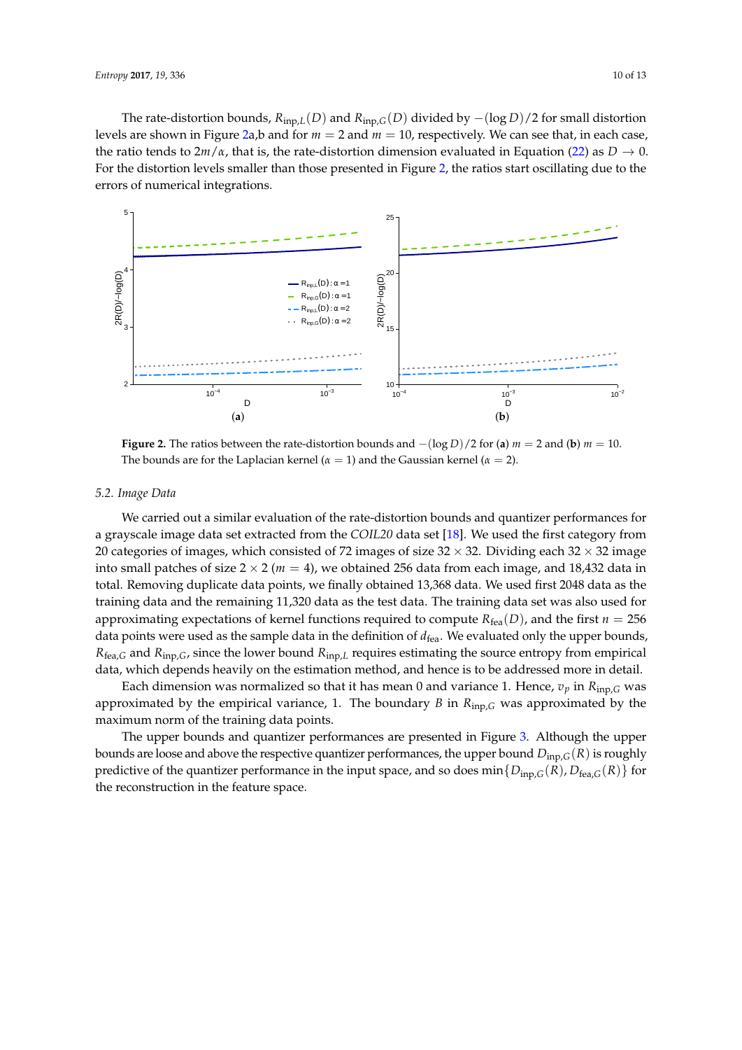The rate-distortion bounds, $R_{\mathrm{inp},L}(D)$ and $R_{\mathrm{inp},G}(D)$ divided by $-(\log D)/2$ for small distortion levels are shown in Figure 2a,b and for $m = 2$ and $m = 10$, respectively. We can see that, in each case, the ratio tends to $2m/\alpha$, that is, the rate-distortion dimension evaluated in Equation (22) as $D \to 0$. For the distortion levels smaller than those presented in Figure 2, the ratios start oscillating due to the errors of numerical integrations.

**Figure 2.** The ratios between the rate-distortion bounds and $-(\log D)/2$ for (**a**) $m = 2$ and (**b**) $m = 10$. The bounds are for the Laplacian kernel ($\alpha = 1$) and the Gaussian kernel ($\alpha = 2$).

### 5.2. Image Data

We carried out a similar evaluation of the rate-distortion bounds and quantizer performances for a grayscale image data set extracted from the *COIL20* data set [18]. We used the first category from 20 categories of images, which consisted of 72 images of size $32 \times 32$. Dividing each $32 \times 32$ image into small patches of size $2 \times 2$ ($m = 4$), we obtained 256 data from each image, and 18,432 data in total. Removing duplicate data points, we finally obtained 13,368 data. We used first 2048 data as the training data and the remaining 11,320 data as the test data. The training data set was also used for approximating expectations of kernel functions required to compute $R_{\mathrm{fea}}(D)$, and the first $n = 256$ data points were used as the sample data in the definition of $d_{\mathrm{fea}}$. We evaluated only the upper bounds, $R_{\mathrm{fea},G}$ and $R_{\mathrm{inp},G}$, since the lower bound $R_{\mathrm{inp},L}$ requires estimating the source entropy from empirical data, which depends heavily on the estimation method, and hence is to be addressed more in detail.

Each dimension was normalized so that it has mean 0 and variance 1. Hence, $v_p$ in $R_{\mathrm{inp},G}$ was approximated by the empirical variance, 1. The boundary $B$ in $R_{\mathrm{inp},G}$ was approximated by the maximum norm of the training data points.

The upper bounds and quantizer performances are presented in Figure 3. Although the upper bounds are loose and above the respective quantizer performances, the upper bound $D_{\mathrm{inp},G}(R)$ is roughly predictive of the quantizer performance in the input space, and so does $\min\{D_{\mathrm{inp},G}(R), D_{\mathrm{fea},G}(R)\}$ for the reconstruction in the feature space.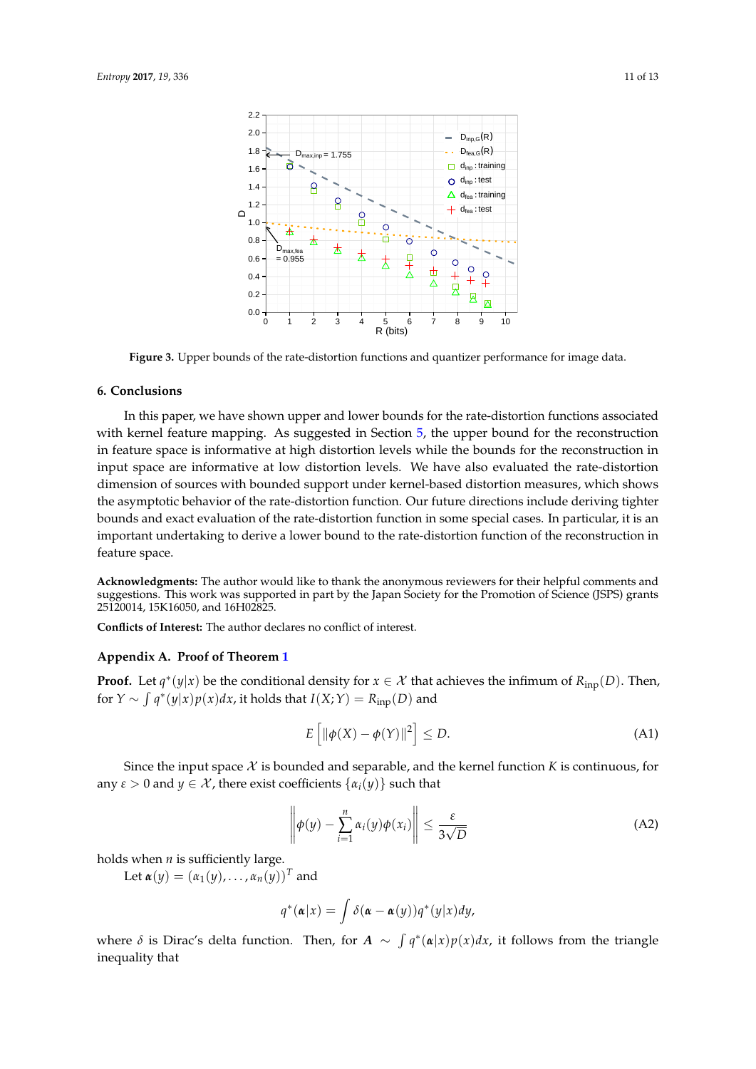**Figure 3.** Upper bounds of the rate-distortion functions and quantizer performance for image data.

## 6. Conclusions

In this paper, we have shown upper and lower bounds for the rate-distortion functions associated with kernel feature mapping. As suggested in Section 5, the upper bound for the reconstruction in feature space is informative at high distortion levels while the bounds for the reconstruction in input space are informative at low distortion levels. We have also evaluated the rate-distortion dimension of sources with bounded support under kernel-based distortion measures, which shows the asymptotic behavior of the rate-distortion function. Our future directions include deriving tighter bounds and exact evaluation of the rate-distortion function in some special cases. In particular, it is an important undertaking to derive a lower bound to the rate-distortion function of the reconstruction in feature space.

**Acknowledgments:** The author would like to thank the anonymous reviewers for their helpful comments and suggestions. This work was supported in part by the Japan Society for the Promotion of Science (JSPS) grants 25120014, 15K16050, and 16H02825.

**Conflicts of Interest:** The author declares no conflict of interest.

## Appendix A. Proof of Theorem 1

**Proof.** Let $q^*(y|x)$ be the conditional density for $x \in \mathcal{X}$ that achieves the infimum of $R_{\text{inp}}(D)$. Then, for $Y \sim \int q^*(y|x)p(x)dx$, it holds that $I(X;Y) = R_{\text{inp}}(D)$ and

$$E\left[\|\phi(X) - \phi(Y)\|^2\right] \le D. \tag{A1}$$

Since the input space $\mathcal{X}$ is bounded and separable, and the kernel function $K$ is continuous, for any $\varepsilon > 0$ and $y \in \mathcal{X}$, there exist coefficients $\{\alpha_i(y)\}$ such that

$$\left\|\phi(y) - \sum_{i=1}^{n} \alpha_i(y)\phi(x_i)\right\| \le \frac{\varepsilon}{3\sqrt{D}} \tag{A2}$$

holds when $n$ is sufficiently large.

Let $\boldsymbol{\alpha}(y) = (\alpha_1(y), \ldots, \alpha_n(y))^T$ and

$$q^*(\boldsymbol{\alpha}|x) = \int \delta(\boldsymbol{\alpha} - \boldsymbol{\alpha}(y))q^*(y|x)dy,$$

where $\delta$ is Dirac's delta function. Then, for $\boldsymbol{A} \sim \int q^*(\boldsymbol{\alpha}|x)p(x)dx$, it follows from the triangle inequality that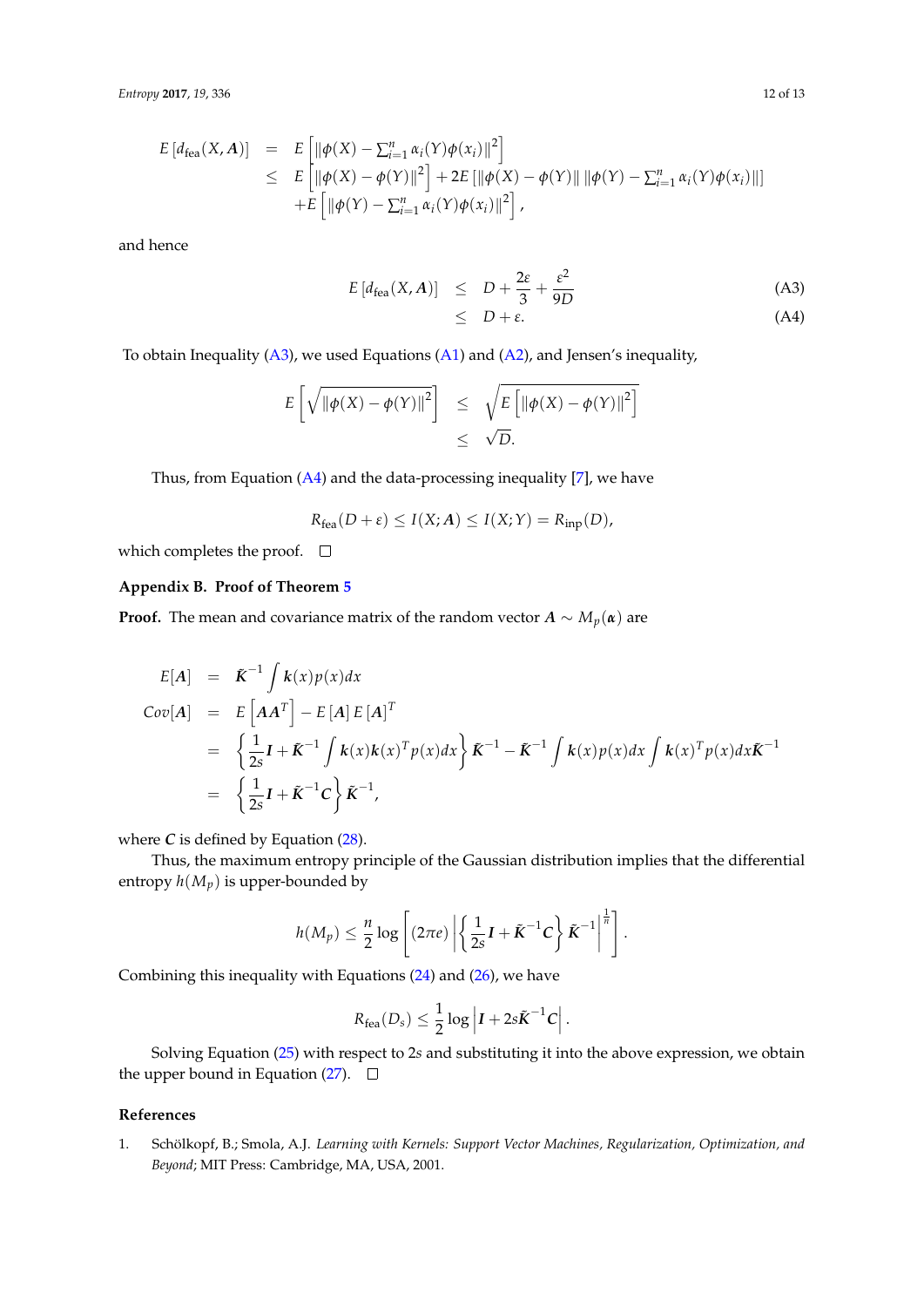$$
\begin{aligned}
E\left[d_{\mathrm{fea}}(X, \boldsymbol{A})\right] &= E\left[\|\phi(X) - \textstyle\sum_{i=1}^{n} \alpha_i(Y)\phi(x_i)\|^2\right] \\
&\leq E\left[\|\phi(X) - \phi(Y)\|^2\right] + 2E\left[\|\phi(X) - \phi(Y)\| \, \|\phi(Y) - \textstyle\sum_{i=1}^{n} \alpha_i(Y)\phi(x_i)\|\right] \\
&\quad + E\left[\|\phi(Y) - \textstyle\sum_{i=1}^{n} \alpha_i(Y)\phi(x_i)\|^2\right],
\end{aligned}
$$

and hence

$$
\begin{aligned}
E\left[d_{\mathrm{fea}}(X, \boldsymbol{A})\right] &\leq D + \frac{2\varepsilon}{3} + \frac{\varepsilon^2}{9D} && \text{(A3)} \\
&\leq D + \varepsilon. && \text{(A4)}
\end{aligned}
$$

To obtain Inequality (A3), we used Equations (A1) and (A2), and Jensen's inequality,

$$
\begin{aligned}
E\left[\sqrt{\|\phi(X) - \phi(Y)\|^2}\right] &\leq \sqrt{E\left[\|\phi(X) - \phi(Y)\|^2\right]} \\
&\leq \sqrt{D}.
\end{aligned}
$$

Thus, from Equation (A4) and the data-processing inequality [7], we have

$$
R_{\mathrm{fea}}(D + \varepsilon) \leq I(X; \boldsymbol{A}) \leq I(X; Y) = R_{\mathrm{inp}}(D),
$$

which completes the proof. □

## Appendix B. Proof of Theorem 5

**Proof.** The mean and covariance matrix of the random vector $\boldsymbol{A} \sim M_p(\boldsymbol{\alpha})$ are

$$
\begin{aligned}
E[\boldsymbol{A}] &= \tilde{\boldsymbol{K}}^{-1} \int \boldsymbol{k}(x) p(x) dx \\
Cov[\boldsymbol{A}] &= E\left[\boldsymbol{A}\boldsymbol{A}^T\right] - E\left[\boldsymbol{A}\right] E\left[\boldsymbol{A}\right]^T \\
&= \left\{\frac{1}{2s}\boldsymbol{I} + \tilde{\boldsymbol{K}}^{-1} \int \boldsymbol{k}(x)\boldsymbol{k}(x)^T p(x) dx\right\} \tilde{\boldsymbol{K}}^{-1} - \tilde{\boldsymbol{K}}^{-1} \int \boldsymbol{k}(x) p(x) dx \int \boldsymbol{k}(x)^T p(x) dx \tilde{\boldsymbol{K}}^{-1} \\
&= \left\{\frac{1}{2s}\boldsymbol{I} + \tilde{\boldsymbol{K}}^{-1}\boldsymbol{C}\right\} \tilde{\boldsymbol{K}}^{-1},
\end{aligned}
$$

where $\boldsymbol{C}$ is defined by Equation (28).

Thus, the maximum entropy principle of the Gaussian distribution implies that the differential entropy $h(M_p)$ is upper-bounded by

$$
h(M_p) \leq \frac{n}{2} \log\left[(2\pi e) \left|\left\{\frac{1}{2s}\boldsymbol{I} + \tilde{\boldsymbol{K}}^{-1}\boldsymbol{C}\right\} \tilde{\boldsymbol{K}}^{-1}\right|^{\frac{1}{n}}\right].
$$

Combining this inequality with Equations (24) and (26), we have

$$
R_{\mathrm{fea}}(D_s) \leq \frac{1}{2} \log\left|\boldsymbol{I} + 2s\tilde{\boldsymbol{K}}^{-1}\boldsymbol{C}\right|.
$$

Solving Equation (25) with respect to $2s$ and substituting it into the above expression, we obtain the upper bound in Equation (27). □

## References

1. Schölkopf, B.; Smola, A.J. *Learning with Kernels: Support Vector Machines, Regularization, Optimization, and Beyond*; MIT Press: Cambridge, MA, USA, 2001.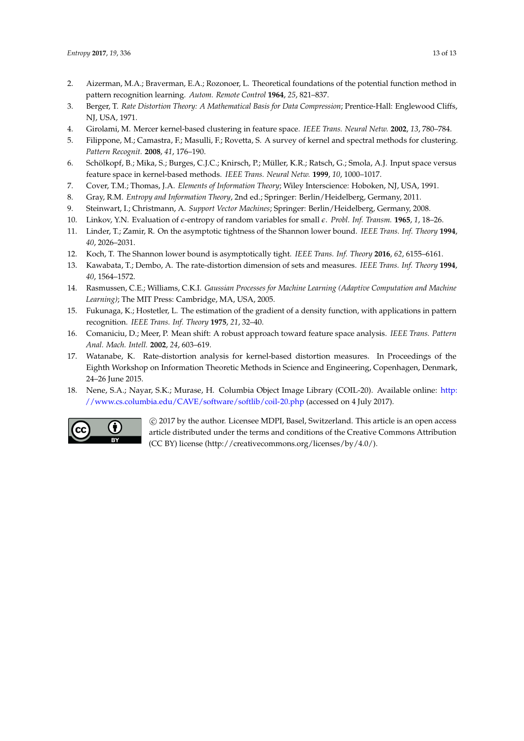2. Aizerman, M.A.; Braverman, E.A.; Rozonoer, L. Theoretical foundations of the potential function method in pattern recognition learning. *Autom. Remote Control* **1964**, *25*, 821–837.
3. Berger, T. *Rate Distortion Theory: A Mathematical Basis for Data Compression*; Prentice-Hall: Englewood Cliffs, NJ, USA, 1971.
4. Girolami, M. Mercer kernel-based clustering in feature space. *IEEE Trans. Neural Netw.* **2002**, *13*, 780–784.
5. Filippone, M.; Camastra, F.; Masulli, F.; Rovetta, S. A survey of kernel and spectral methods for clustering. *Pattern Recognit.* **2008**, *41*, 176–190.
6. Schölkopf, B.; Mika, S.; Burges, C.J.C.; Knirsch, P.; Müller, K.R.; Ratsch, G.; Smola, A.J. Input space versus feature space in kernel-based methods. *IEEE Trans. Neural Netw.* **1999**, *10*, 1000–1017.
7. Cover, T.M.; Thomas, J.A. *Elements of Information Theory*; Wiley Interscience: Hoboken, NJ, USA, 1991.
8. Gray, R.M. *Entropy and Information Theory*, 2nd ed.; Springer: Berlin/Heidelberg, Germany, 2011.
9. Steinwart, I.; Christmann, A. *Support Vector Machines*; Springer: Berlin/Heidelberg, Germany, 2008.
10. Linkov, Y.N. Evaluation of $\epsilon$-entropy of random variables for small $\epsilon$. *Probl. Inf. Transm.* **1965**, *1*, 18–26.
11. Linder, T.; Zamir, R. On the asymptotic tightness of the Shannon lower bound. *IEEE Trans. Inf. Theory* **1994**, *40*, 2026–2031.
12. Koch, T. The Shannon lower bound is asymptotically tight. *IEEE Trans. Inf. Theory* **2016**, *62*, 6155–6161.
13. Kawabata, T.; Dembo, A. The rate-distortion dimension of sets and measures. *IEEE Trans. Inf. Theory* **1994**, *40*, 1564–1572.
14. Rasmussen, C.E.; Williams, C.K.I. *Gaussian Processes for Machine Learning (Adaptive Computation and Machine Learning)*; The MIT Press: Cambridge, MA, USA, 2005.
15. Fukunaga, K.; Hostetler, L. The estimation of the gradient of a density function, with applications in pattern recognition. *IEEE Trans. Inf. Theory* **1975**, *21*, 32–40.
16. Comaniciu, D.; Meer, P. Mean shift: A robust approach toward feature space analysis. *IEEE Trans. Pattern Anal. Mach. Intell.* **2002**, *24*, 603–619.
17. Watanabe, K. Rate-distortion analysis for kernel-based distortion measures. In Proceedings of the Eighth Workshop on Information Theoretic Methods in Science and Engineering, Copenhagen, Denmark, 24–26 June 2015.
18. Nene, S.A.; Nayar, S.K.; Murase, H. Columbia Object Image Library (COIL-20). Available online: http://www.cs.columbia.edu/CAVE/software/softlib/coil-20.php (accessed on 4 July 2017).

© 2017 by the author. Licensee MDPI, Basel, Switzerland. This article is an open access article distributed under the terms and conditions of the Creative Commons Attribution (CC BY) license (http://creativecommons.org/licenses/by/4.0/).